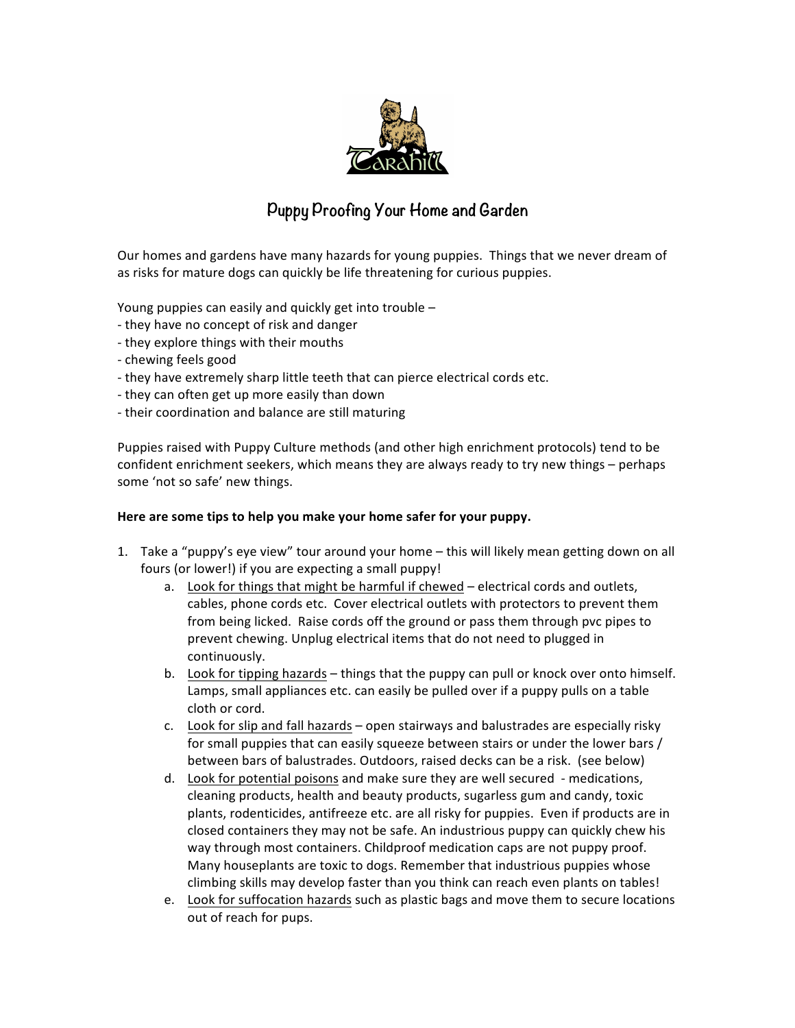# Puppy Proofing Your Home and Garden

Our homes and gardens have many hazards for young puppies. Things that we never dream of as risks for mature dogs can quickly be life threatening for curious puppies.

Young puppies can easily and quickly get into trouble –
- they have no concept of risk and danger
- they explore things with their mouths
- chewing feels good
- they have extremely sharp little teeth that can pierce electrical cords etc.
- they can often get up more easily than down
- their coordination and balance are still maturing

Puppies raised with Puppy Culture methods (and other high enrichment protocols) tend to be confident enrichment seekers, which means they are always ready to try new things – perhaps some 'not so safe' new things.

**Here are some tips to help you make your home safer for your puppy.**

1. Take a "puppy's eye view" tour around your home – this will likely mean getting down on all fours (or lower!) if you are expecting a small puppy!
    a. Look for things that might be harmful if chewed – electrical cords and outlets, cables, phone cords etc. Cover electrical outlets with protectors to prevent them from being licked. Raise cords off the ground or pass them through pvc pipes to prevent chewing. Unplug electrical items that do not need to plugged in continuously.
    b. Look for tipping hazards – things that the puppy can pull or knock over onto himself. Lamps, small appliances etc. can easily be pulled over if a puppy pulls on a table cloth or cord.
    c. Look for slip and fall hazards – open stairways and balustrades are especially risky for small puppies that can easily squeeze between stairs or under the lower bars / between bars of balustrades. Outdoors, raised decks can be a risk. (see below)
    d. Look for potential poisons and make sure they are well secured - medications, cleaning products, health and beauty products, sugarless gum and candy, toxic plants, rodenticides, antifreeze etc. are all risky for puppies. Even if products are in closed containers they may not be safe. An industrious puppy can quickly chew his way through most containers. Childproof medication caps are not puppy proof. Many houseplants are toxic to dogs. Remember that industrious puppies whose climbing skills may develop faster than you think can reach even plants on tables!
    e. Look for suffocation hazards such as plastic bags and move them to secure locations out of reach for pups.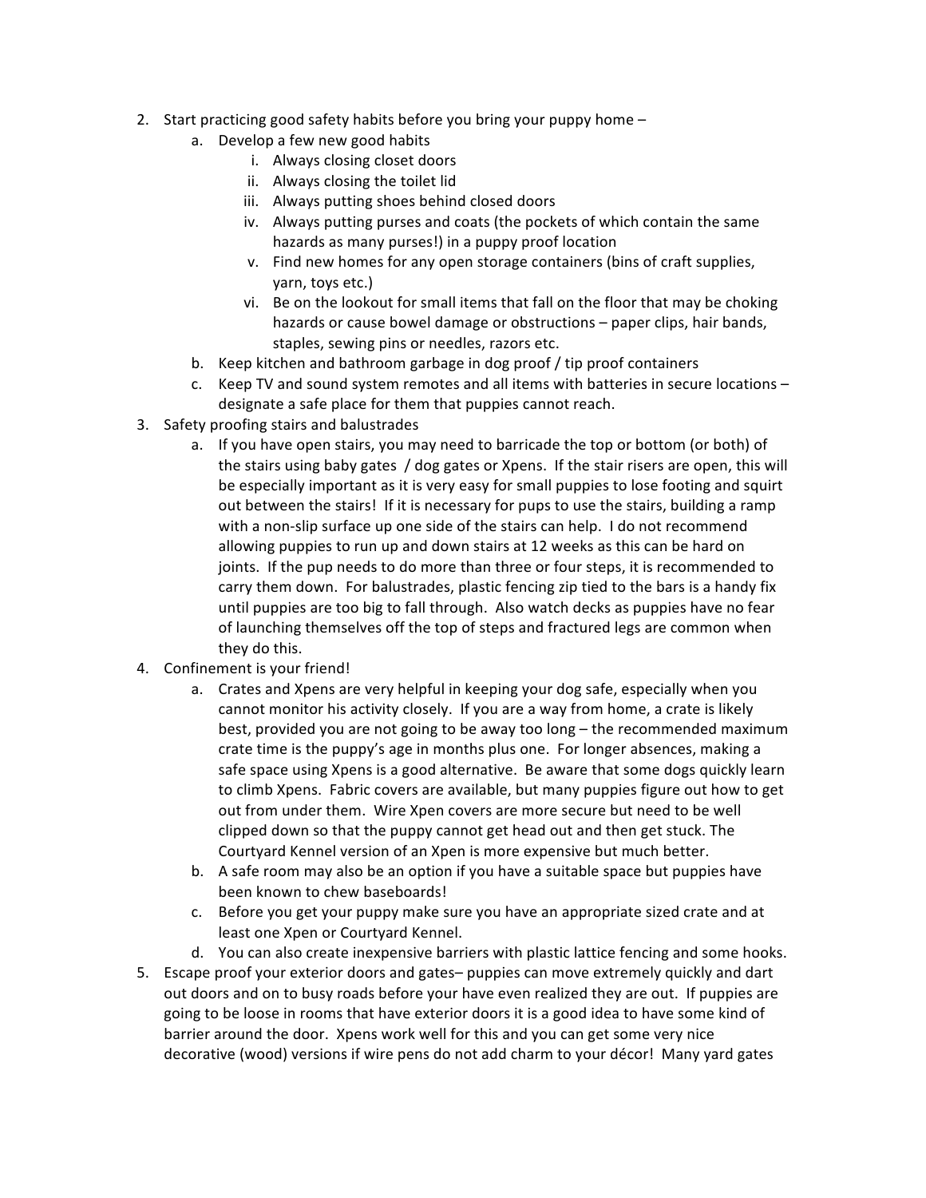2. Start practicing good safety habits before you bring your puppy home –
   a. Develop a few new good habits
      i. Always closing closet doors
      ii. Always closing the toilet lid
      iii. Always putting shoes behind closed doors
      iv. Always putting purses and coats (the pockets of which contain the same hazards as many purses!) in a puppy proof location
      v. Find new homes for any open storage containers (bins of craft supplies, yarn, toys etc.)
      vi. Be on the lookout for small items that fall on the floor that may be choking hazards or cause bowel damage or obstructions – paper clips, hair bands, staples, sewing pins or needles, razors etc.
   b. Keep kitchen and bathroom garbage in dog proof / tip proof containers
   c. Keep TV and sound system remotes and all items with batteries in secure locations – designate a safe place for them that puppies cannot reach.
3. Safety proofing stairs and balustrades
   a. If you have open stairs, you may need to barricade the top or bottom (or both) of the stairs using baby gates / dog gates or Xpens. If the stair risers are open, this will be especially important as it is very easy for small puppies to lose footing and squirt out between the stairs! If it is necessary for pups to use the stairs, building a ramp with a non-slip surface up one side of the stairs can help. I do not recommend allowing puppies to run up and down stairs at 12 weeks as this can be hard on joints. If the pup needs to do more than three or four steps, it is recommended to carry them down. For balustrades, plastic fencing zip tied to the bars is a handy fix until puppies are too big to fall through. Also watch decks as puppies have no fear of launching themselves off the top of steps and fractured legs are common when they do this.
4. Confinement is your friend!
   a. Crates and Xpens are very helpful in keeping your dog safe, especially when you cannot monitor his activity closely. If you are a way from home, a crate is likely best, provided you are not going to be away too long – the recommended maximum crate time is the puppy's age in months plus one. For longer absences, making a safe space using Xpens is a good alternative. Be aware that some dogs quickly learn to climb Xpens. Fabric covers are available, but many puppies figure out how to get out from under them. Wire Xpen covers are more secure but need to be well clipped down so that the puppy cannot get head out and then get stuck. The Courtyard Kennel version of an Xpen is more expensive but much better.
   b. A safe room may also be an option if you have a suitable space but puppies have been known to chew baseboards!
   c. Before you get your puppy make sure you have an appropriate sized crate and at least one Xpen or Courtyard Kennel.
   d. You can also create inexpensive barriers with plastic lattice fencing and some hooks.
5. Escape proof your exterior doors and gates– puppies can move extremely quickly and dart out doors and on to busy roads before your have even realized they are out. If puppies are going to be loose in rooms that have exterior doors it is a good idea to have some kind of barrier around the door. Xpens work well for this and you can get some very nice decorative (wood) versions if wire pens do not add charm to your décor! Many yard gates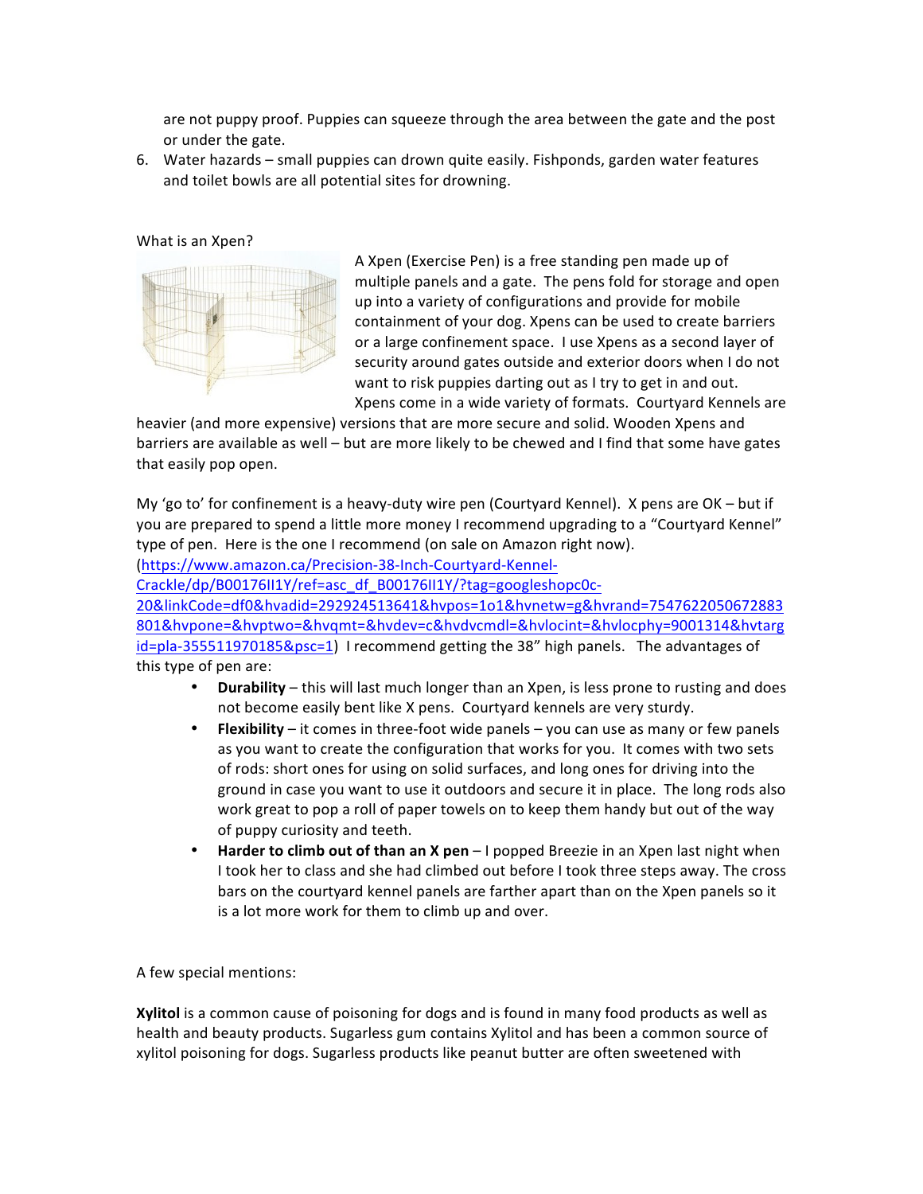are not puppy proof. Puppies can squeeze through the area between the gate and the post or under the gate.

6. Water hazards – small puppies can drown quite easily. Fishponds, garden water features and toilet bowls are all potential sites for drowning.

What is an Xpen?

A Xpen (Exercise Pen) is a free standing pen made up of multiple panels and a gate. The pens fold for storage and open up into a variety of configurations and provide for mobile containment of your dog. Xpens can be used to create barriers or a large confinement space. I use Xpens as a second layer of security around gates outside and exterior doors when I do not want to risk puppies darting out as I try to get in and out. Xpens come in a wide variety of formats. Courtyard Kennels are heavier (and more expensive) versions that are more secure and solid. Wooden Xpens and barriers are available as well – but are more likely to be chewed and I find that some have gates that easily pop open.

My 'go to' for confinement is a heavy-duty wire pen (Courtyard Kennel). X pens are OK – but if you are prepared to spend a little more money I recommend upgrading to a "Courtyard Kennel" type of pen. Here is the one I recommend (on sale on Amazon right now). (https://www.amazon.ca/Precision-38-Inch-Courtyard-Kennel-Crackle/dp/B00176II1Y/ref=asc_df_B00176II1Y/?tag=googleshopc0c-20&linkCode=df0&hvadid=292924513641&hvpos=1o1&hvnetw=g&hvrand=7547622050672883801&hvpone=&hvptwo=&hvqmt=&hvdev=c&hvdvcmdl=&hvlocint=&hvlocphy=9001314&hvtargid=pla-355511970185&psc=1) I recommend getting the 38" high panels. The advantages of this type of pen are:

- **Durability** – this will last much longer than an Xpen, is less prone to rusting and does not become easily bent like X pens. Courtyard kennels are very sturdy.
- **Flexibility** – it comes in three-foot wide panels – you can use as many or few panels as you want to create the configuration that works for you. It comes with two sets of rods: short ones for using on solid surfaces, and long ones for driving into the ground in case you want to use it outdoors and secure it in place. The long rods also work great to pop a roll of paper towels on to keep them handy but out of the way of puppy curiosity and teeth.
- **Harder to climb out of than an X pen** – I popped Breezie in an Xpen last night when I took her to class and she had climbed out before I took three steps away. The cross bars on the courtyard kennel panels are farther apart than on the Xpen panels so it is a lot more work for them to climb up and over.

A few special mentions:

**Xylitol** is a common cause of poisoning for dogs and is found in many food products as well as health and beauty products. Sugarless gum contains Xylitol and has been a common source of xylitol poisoning for dogs. Sugarless products like peanut butter are often sweetened with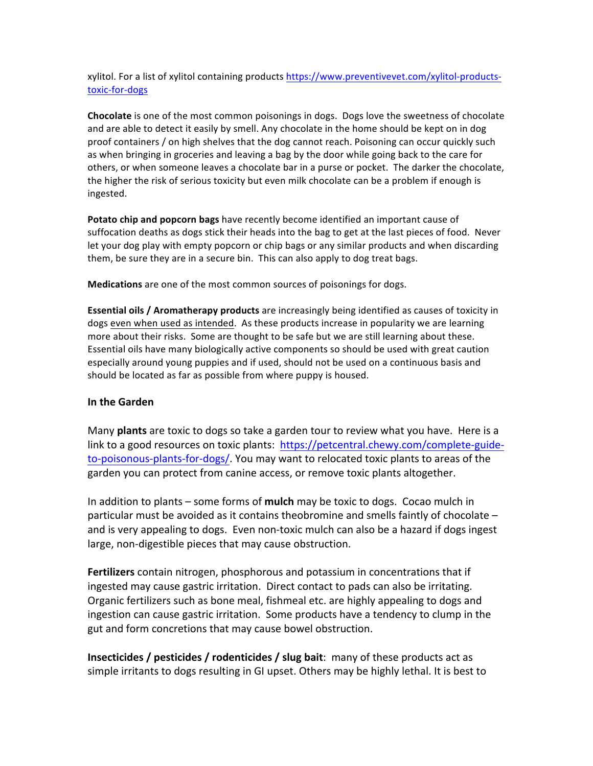xylitol. For a list of xylitol containing products https://www.preventivevet.com/xylitol-products-toxic-for-dogs

**Chocolate** is one of the most common poisonings in dogs. Dogs love the sweetness of chocolate and are able to detect it easily by smell. Any chocolate in the home should be kept on in dog proof containers / on high shelves that the dog cannot reach. Poisoning can occur quickly such as when bringing in groceries and leaving a bag by the door while going back to the care for others, or when someone leaves a chocolate bar in a purse or pocket. The darker the chocolate, the higher the risk of serious toxicity but even milk chocolate can be a problem if enough is ingested.

**Potato chip and popcorn bags** have recently become identified an important cause of suffocation deaths as dogs stick their heads into the bag to get at the last pieces of food. Never let your dog play with empty popcorn or chip bags or any similar products and when discarding them, be sure they are in a secure bin. This can also apply to dog treat bags.

**Medications** are one of the most common sources of poisonings for dogs.

**Essential oils / Aromatherapy products** are increasingly being identified as causes of toxicity in dogs <u>even when used as intended</u>. As these products increase in popularity we are learning more about their risks. Some are thought to be safe but we are still learning about these. Essential oils have many biologically active components so should be used with great caution especially around young puppies and if used, should not be used on a continuous basis and should be located as far as possible from where puppy is housed.

## In the Garden

Many **plants** are toxic to dogs so take a garden tour to review what you have. Here is a link to a good resources on toxic plants: https://petcentral.chewy.com/complete-guide-to-poisonous-plants-for-dogs/. You may want to relocated toxic plants to areas of the garden you can protect from canine access, or remove toxic plants altogether.

In addition to plants – some forms of **mulch** may be toxic to dogs. Cocao mulch in particular must be avoided as it contains theobromine and smells faintly of chocolate – and is very appealing to dogs. Even non-toxic mulch can also be a hazard if dogs ingest large, non-digestible pieces that may cause obstruction.

**Fertilizers** contain nitrogen, phosphorous and potassium in concentrations that if ingested may cause gastric irritation. Direct contact to pads can also be irritating. Organic fertilizers such as bone meal, fishmeal etc. are highly appealing to dogs and ingestion can cause gastric irritation. Some products have a tendency to clump in the gut and form concretions that may cause bowel obstruction.

**Insecticides / pesticides / rodenticides / slug bait**: many of these products act as simple irritants to dogs resulting in GI upset. Others may be highly lethal. It is best to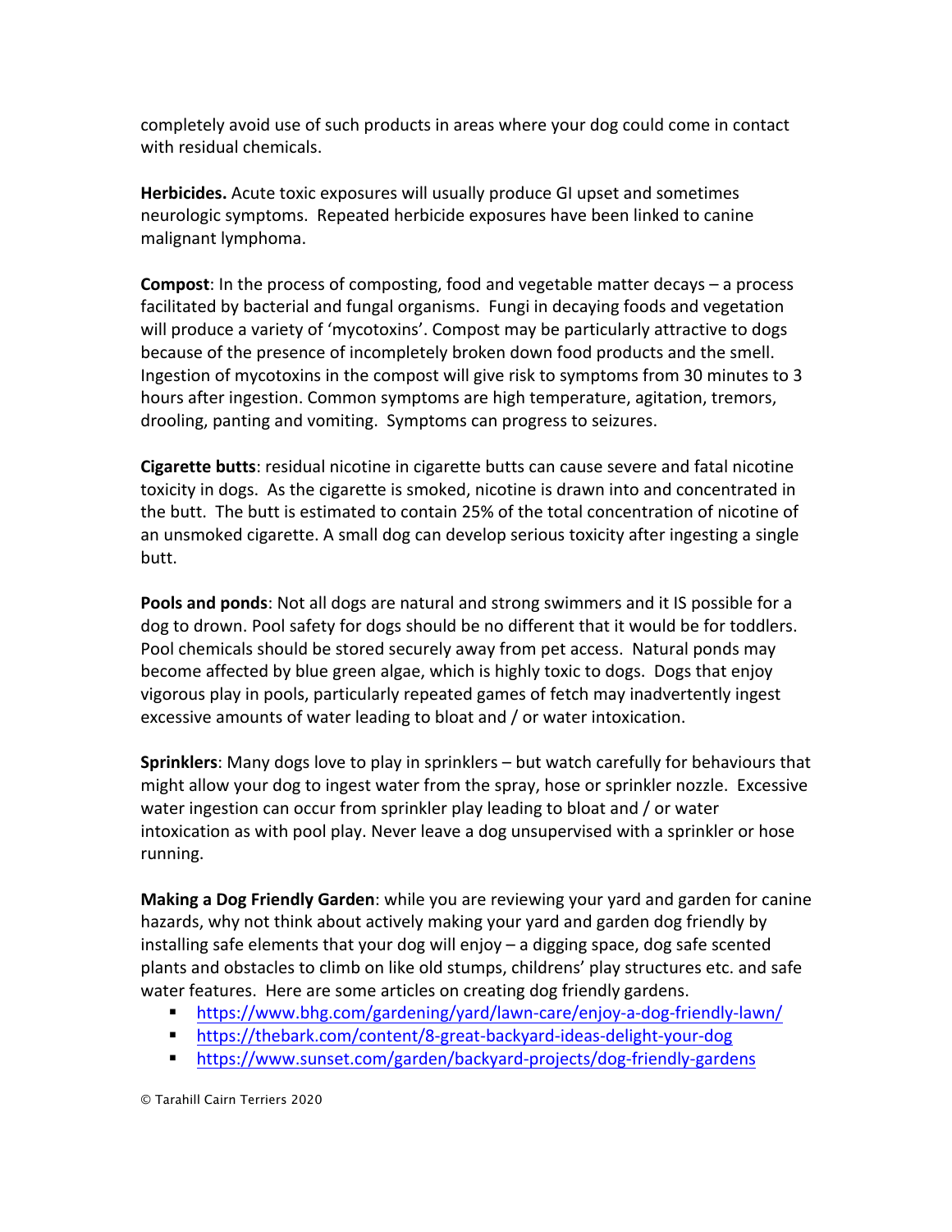completely avoid use of such products in areas where your dog could come in contact with residual chemicals.

**Herbicides.** Acute toxic exposures will usually produce GI upset and sometimes neurologic symptoms. Repeated herbicide exposures have been linked to canine malignant lymphoma.

**Compost**: In the process of composting, food and vegetable matter decays – a process facilitated by bacterial and fungal organisms. Fungi in decaying foods and vegetation will produce a variety of 'mycotoxins'. Compost may be particularly attractive to dogs because of the presence of incompletely broken down food products and the smell. Ingestion of mycotoxins in the compost will give risk to symptoms from 30 minutes to 3 hours after ingestion. Common symptoms are high temperature, agitation, tremors, drooling, panting and vomiting. Symptoms can progress to seizures.

**Cigarette butts**: residual nicotine in cigarette butts can cause severe and fatal nicotine toxicity in dogs. As the cigarette is smoked, nicotine is drawn into and concentrated in the butt. The butt is estimated to contain 25% of the total concentration of nicotine of an unsmoked cigarette. A small dog can develop serious toxicity after ingesting a single butt.

**Pools and ponds**: Not all dogs are natural and strong swimmers and it IS possible for a dog to drown. Pool safety for dogs should be no different that it would be for toddlers. Pool chemicals should be stored securely away from pet access. Natural ponds may become affected by blue green algae, which is highly toxic to dogs. Dogs that enjoy vigorous play in pools, particularly repeated games of fetch may inadvertently ingest excessive amounts of water leading to bloat and / or water intoxication.

**Sprinklers**: Many dogs love to play in sprinklers – but watch carefully for behaviours that might allow your dog to ingest water from the spray, hose or sprinkler nozzle. Excessive water ingestion can occur from sprinkler play leading to bloat and / or water intoxication as with pool play. Never leave a dog unsupervised with a sprinkler or hose running.

**Making a Dog Friendly Garden**: while you are reviewing your yard and garden for canine hazards, why not think about actively making your yard and garden dog friendly by installing safe elements that your dog will enjoy – a digging space, dog safe scented plants and obstacles to climb on like old stumps, childrens' play structures etc. and safe water features. Here are some articles on creating dog friendly gardens.

- https://www.bhg.com/gardening/yard/lawn-care/enjoy-a-dog-friendly-lawn/
- https://thebark.com/content/8-great-backyard-ideas-delight-your-dog
- https://www.sunset.com/garden/backyard-projects/dog-friendly-gardens

© Tarahill Cairn Terriers 2020